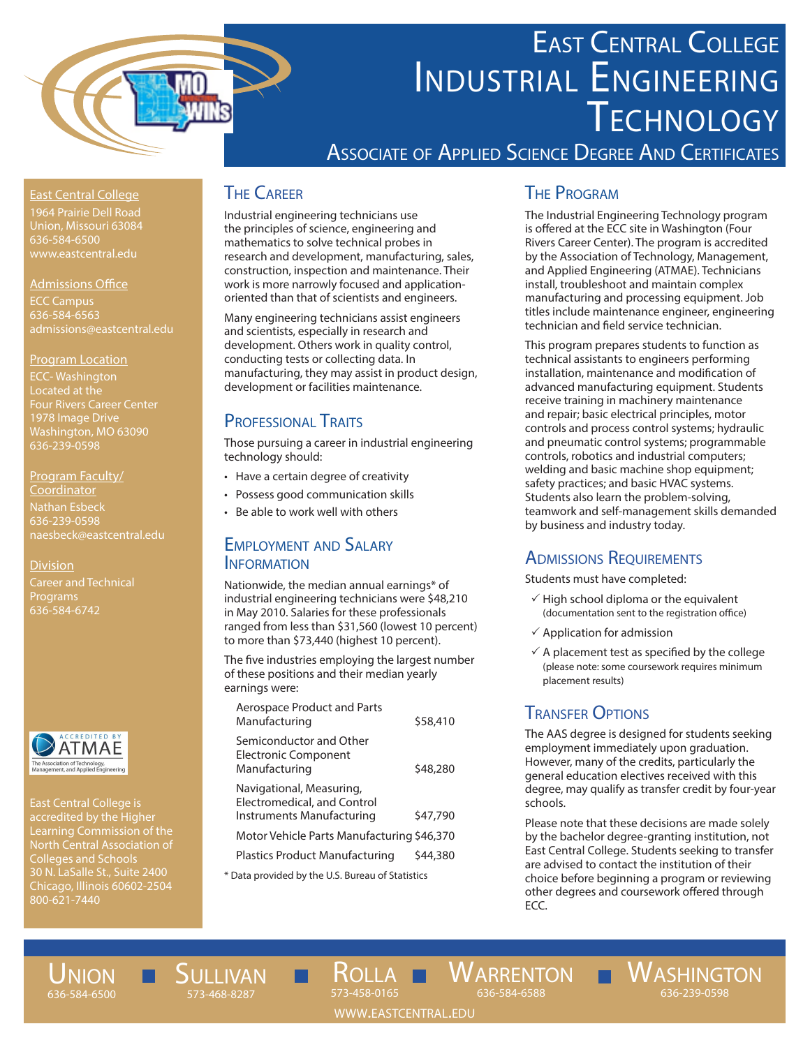# East Central College Industrial Engineering Technology

## Associate of Applied Science Degree And Certificates

East Central College
1964 Prairie Dell Road
Union, Missouri 63084
636-584-6500
www.eastcentral.edu

Admissions Office
ECC Campus
636-584-6563
admissions@eastcentral.edu

Program Location
ECC- Washington
Located at the
Four Rivers Career Center
1978 Image Drive
Washington, MO 63090
636-239-0598

Program Faculty/ Coordinator
Nathan Esbeck
636-239-0598
naesbeck@eastcentral.edu

Division
Career and Technical Programs
636-584-6742

ACCREDITED BY ATMAE
The Association of Technology, Management, and Applied Engineering

East Central College is accredited by the Higher Learning Commission of the North Central Association of Colleges and Schools
30 N. LaSalle St., Suite 2400
Chicago, Illinois 60602-2504
800-621-7440

## The Career

Industrial engineering technicians use the principles of science, engineering and mathematics to solve technical probes in research and development, manufacturing, sales, construction, inspection and maintenance. Their work is more narrowly focused and application-oriented than that of scientists and engineers.

Many engineering technicians assist engineers and scientists, especially in research and development. Others work in quality control, conducting tests or collecting data. In manufacturing, they may assist in product design, development or facilities maintenance.

## Professional Traits

Those pursuing a career in industrial engineering technology should:

- Have a certain degree of creativity
- Possess good communication skills
- Be able to work well with others

## Employment and Salary Information

Nationwide, the median annual earnings* of industrial engineering technicians were $48,210 in May 2010. Salaries for these professionals ranged from less than $31,560 (lowest 10 percent) to more than $73,440 (highest 10 percent).

The five industries employing the largest number of these positions and their median yearly earnings were:

| Industry | Median Earnings |
|---|---|
| Aerospace Product and Parts Manufacturing | $58,410 |
| Semiconductor and Other Electronic Component Manufacturing | $48,280 |
| Navigational, Measuring, Electromedical, and Control Instruments Manufacturing | $47,790 |
| Motor Vehicle Parts Manufacturing | $46,370 |
| Plastics Product Manufacturing | $44,380 |

* Data provided by the U.S. Bureau of Statistics

## The Program

The Industrial Engineering Technology program is offered at the ECC site in Washington (Four Rivers Career Center). The program is accredited by the Association of Technology, Management, and Applied Engineering (ATMAE). Technicians install, troubleshoot and maintain complex manufacturing and processing equipment. Job titles include maintenance engineer, engineering technician and field service technician.

This program prepares students to function as technical assistants to engineers performing installation, maintenance and modification of advanced manufacturing equipment. Students receive training in machinery maintenance and repair; basic electrical principles, motor controls and process control systems; hydraulic and pneumatic control systems; programmable controls, robotics and industrial computers; welding and basic machine shop equipment; safety practices; and basic HVAC systems. Students also learn the problem-solving, teamwork and self-management skills demanded by business and industry today.

## Admissions Requirements

Students must have completed:

- ✓ High school diploma or the equivalent (documentation sent to the registration office)
- ✓ Application for admission
- ✓ A placement test as specified by the college (please note: some coursework requires minimum placement results)

## Transfer Options

The AAS degree is designed for students seeking employment immediately upon graduation. However, many of the credits, particularly the general education electives received with this degree, may qualify as transfer credit by four-year schools.

Please note that these decisions are made solely by the bachelor degree-granting institution, not East Central College. Students seeking to transfer are advised to contact the institution of their choice before beginning a program or reviewing other degrees and coursework offered through ECC.

Union 636-584-6500 ■ Sullivan 573-468-8287 ■ Rolla 573-458-0165 ■ Warrenton 636-584-6588 ■ Washington 636-239-0598

WWW.EASTCENTRAL.EDU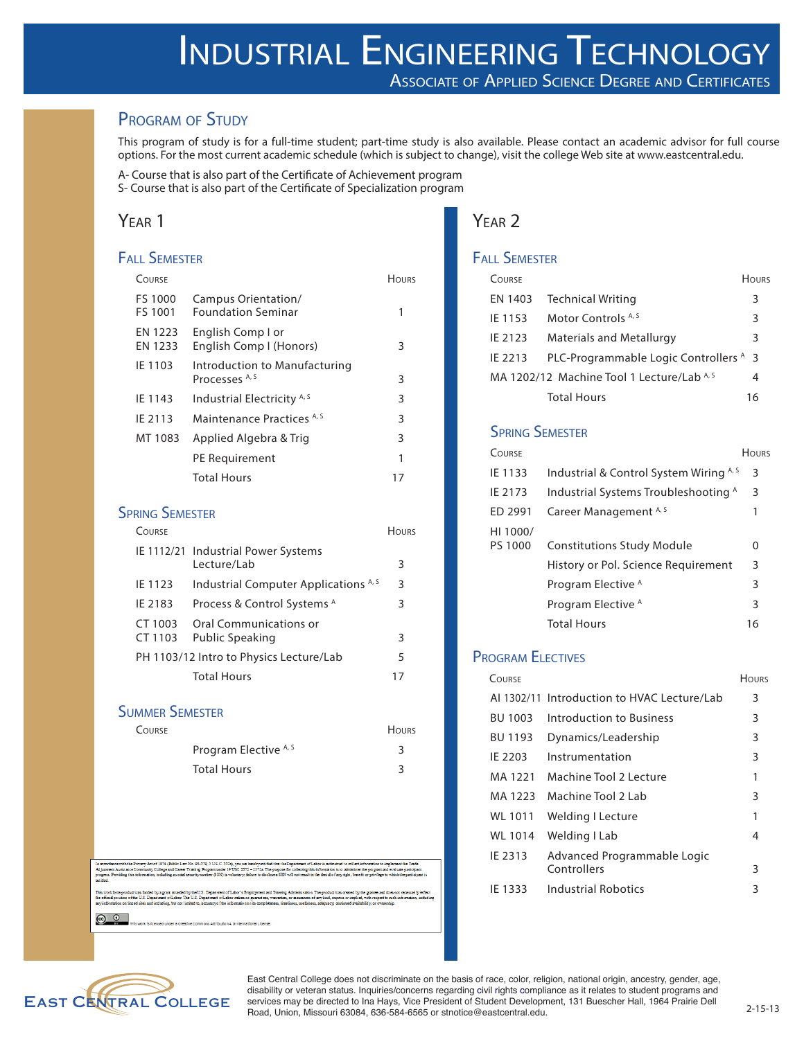# Industrial Engineering Technology

## Associate of Applied Science Degree and Certificates

## Program of Study

This program of study is for a full-time student; part-time study is also available. Please contact an academic advisor for full course options. For the most current academic schedule (which is subject to change), visit the college Web site at www.eastcentral.edu.

A- Course that is also part of the Certificate of Achievement program
S- Course that is also part of the Certificate of Specialization program

## Year 1

### Fall Semester

| Course | | Hours |
|---|---|---|
| FS 1000 FS 1001 | Campus Orientation/ Foundation Seminar | 1 |
| EN 1223 EN 1233 | English Comp I or English Comp I (Honors) | 3 |
| IE 1103 | Introduction to Manufacturing Processes A, S | 3 |
| IE 1143 | Industrial Electricity A, S | 3 |
| IE 2113 | Maintenance Practices A, S | 3 |
| MT 1083 | Applied Algebra & Trig | 3 |
| | PE Requirement | 1 |
| | Total Hours | 17 |

### Spring Semester

| Course | | Hours |
|---|---|---|
| IE 1112/21 | Industrial Power Systems Lecture/Lab | 3 |
| IE 1123 | Industrial Computer Applications A, S | 3 |
| IE 2183 | Process & Control Systems A | 3 |
| CT 1003 CT 1103 | Oral Communications or Public Speaking | 3 |
| PH 1103/12 | Intro to Physics Lecture/Lab | 5 |
| | Total Hours | 17 |

### Summer Semester

| Course | | Hours |
|---|---|---|
| | Program Elective A, S | 3 |
| | Total Hours | 3 |

## Year 2

### Fall Semester

| Course | | Hours |
|---|---|---|
| EN 1403 | Technical Writing | 3 |
| IE 1153 | Motor Controls A, S | 3 |
| IE 2123 | Materials and Metallurgy | 3 |
| IE 2213 | PLC-Programmable Logic Controllers A | 3 |
| MA 1202/12 | Machine Tool 1 Lecture/Lab A, S | 4 |
| | Total Hours | 16 |

### Spring Semester

| Course | | Hours |
|---|---|---|
| IE 1133 | Industrial & Control System Wiring A, S | 3 |
| IE 2173 | Industrial Systems Troubleshooting A | 3 |
| ED 2991 | Career Management A, S | 1 |
| HI 1000/ PS 1000 | Constitutions Study Module | 0 |
| | History or Pol. Science Requirement | 3 |
| | Program Elective A | 3 |
| | Program Elective A | 3 |
| | Total Hours | 16 |

## Program Electives

| Course | | Hours |
|---|---|---|
| AI 1302/11 | Introduction to HVAC Lecture/Lab | 3 |
| BU 1003 | Introduction to Business | 3 |
| BU 1193 | Dynamics/Leadership | 3 |
| IE 2203 | Instrumentation | 3 |
| MA 1221 | Machine Tool 2 Lecture | 1 |
| MA 1223 | Machine Tool 2 Lab | 3 |
| WL 1011 | Welding I Lecture | 1 |
| WL 1014 | Welding I Lab | 4 |
| IE 2313 | Advanced Programmable Logic Controllers | 3 |
| IE 1333 | Industrial Robotics | 3 |

In accordance with the Privacy Act of 1974 (Public Law No. 93-579, 5 U.S.C. 552a), you are hereby notified that the Department of Labor is authorized to collect information to implement the Trade Adjustment Assistance Community College and Career Training Program under 19 USC 2372 – 2372a. The purpose for collecting this information is to administer the program and evaluate participant progress. Providing this information, including a social security number (SSN) is voluntary; failure to disclose SSN will not result in the denial of any right, benefit or privilege to which the participant is entitled.

This workforce product was funded by a grant awarded by the U.S. Department of Labor's Employment and Training Administration. The product was created by the grantee and does not necessarily reflect the official position of the U.S. Department of Labor. The U.S. Department of Labor makes no guarantees, warranties, or assurances of any kind, express or implied, with respect to such information, including any information on linked sites and including, but not limited to, accuracy of the information or its completeness, timeliness, usefulness, adequacy, continued availability, or ownership.

This work is licensed under a Creative Commons Attribution 4.0 International License.

East Central College

East Central College does not discriminate on the basis of race, color, religion, national origin, ancestry, gender, age, disability or veteran status. Inquiries/concerns regarding civil rights compliance as it relates to student programs and services may be directed to Ina Hays, Vice President of Student Development, 131 Buescher Hall, 1964 Prairie Dell Road, Union, Missouri 63084, 636-584-6565 or stnotice@eastcentral.edu.

2-15-13